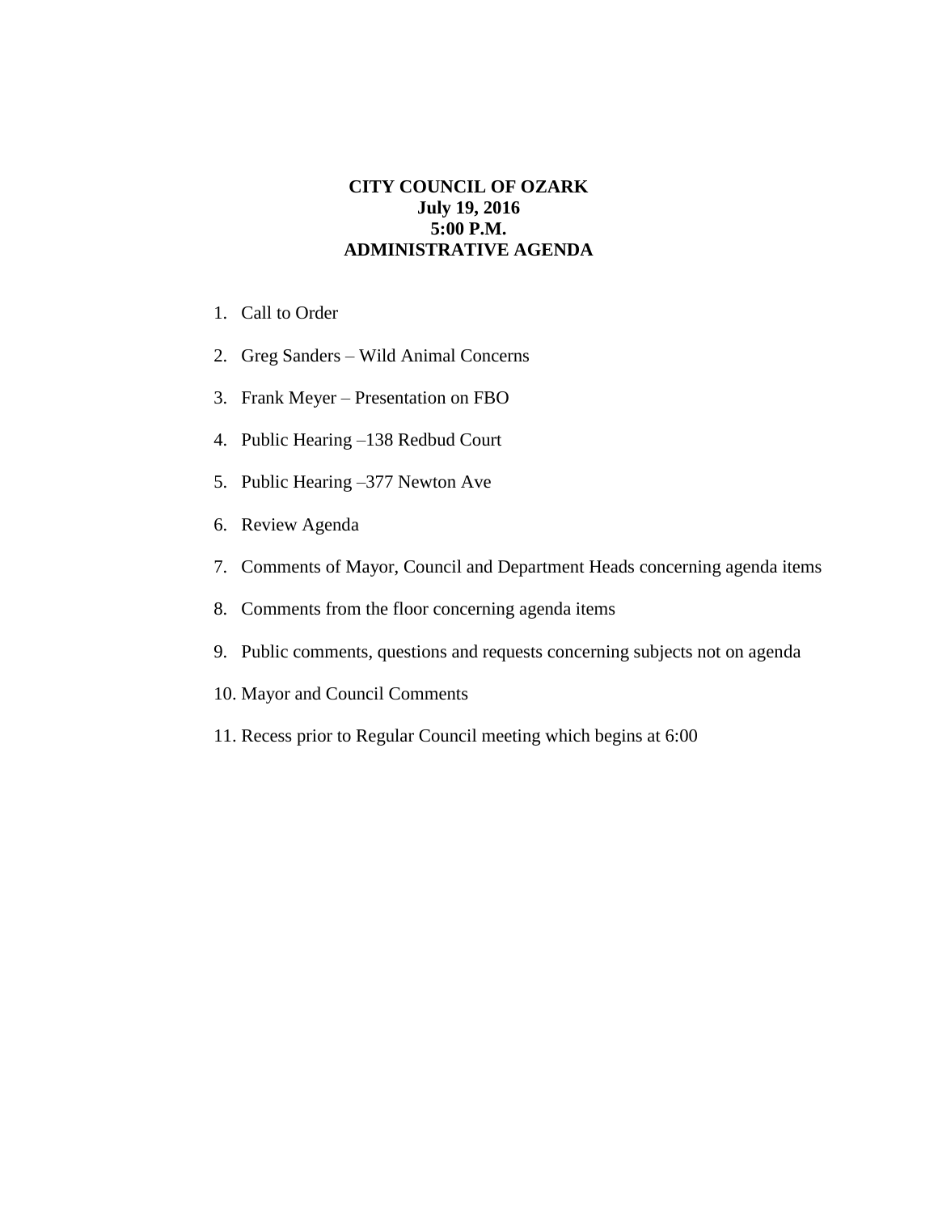# CITY COUNCIL OF OZARK
**July 19, 2016**
**5:00 P.M.**
**ADMINISTRATIVE AGENDA**

1. Call to Order
2. Greg Sanders – Wild Animal Concerns
3. Frank Meyer – Presentation on FBO
4. Public Hearing –138 Redbud Court
5. Public Hearing –377 Newton Ave
6. Review Agenda
7. Comments of Mayor, Council and Department Heads concerning agenda items
8. Comments from the floor concerning agenda items
9. Public comments, questions and requests concerning subjects not on agenda
10. Mayor and Council Comments
11. Recess prior to Regular Council meeting which begins at 6:00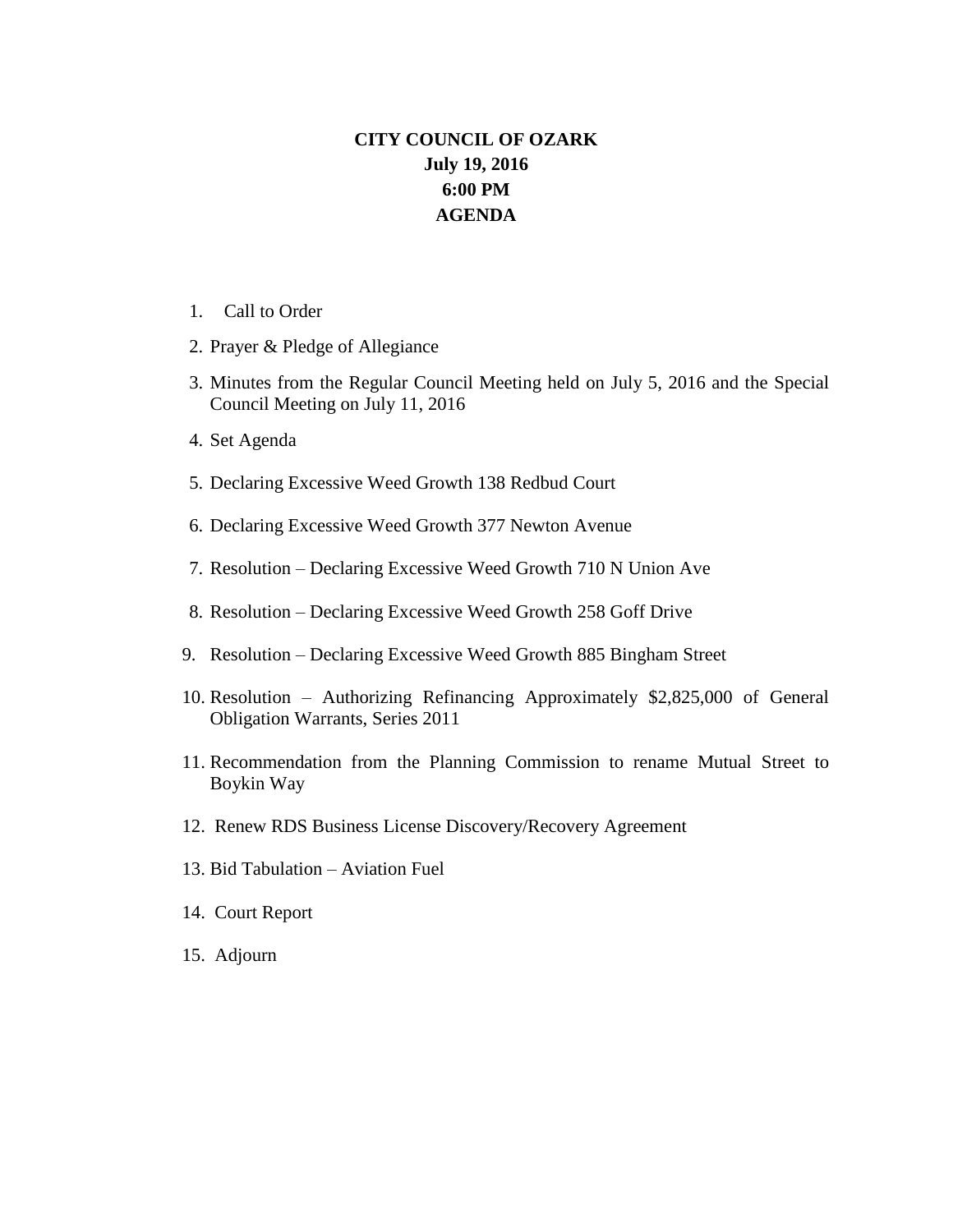**CITY COUNCIL OF OZARK**
**July 19, 2016**
**6:00 PM**
**AGENDA**

1. Call to Order
2. Prayer & Pledge of Allegiance
3. Minutes from the Regular Council Meeting held on July 5, 2016 and the Special Council Meeting on July 11, 2016
4. Set Agenda
5. Declaring Excessive Weed Growth 138 Redbud Court
6. Declaring Excessive Weed Growth 377 Newton Avenue
7. Resolution – Declaring Excessive Weed Growth 710 N Union Ave
8. Resolution – Declaring Excessive Weed Growth 258 Goff Drive
9. Resolution – Declaring Excessive Weed Growth 885 Bingham Street
10. Resolution – Authorizing Refinancing Approximately $2,825,000 of General Obligation Warrants, Series 2011
11. Recommendation from the Planning Commission to rename Mutual Street to Boykin Way
12. Renew RDS Business License Discovery/Recovery Agreement
13. Bid Tabulation – Aviation Fuel
14. Court Report
15. Adjourn